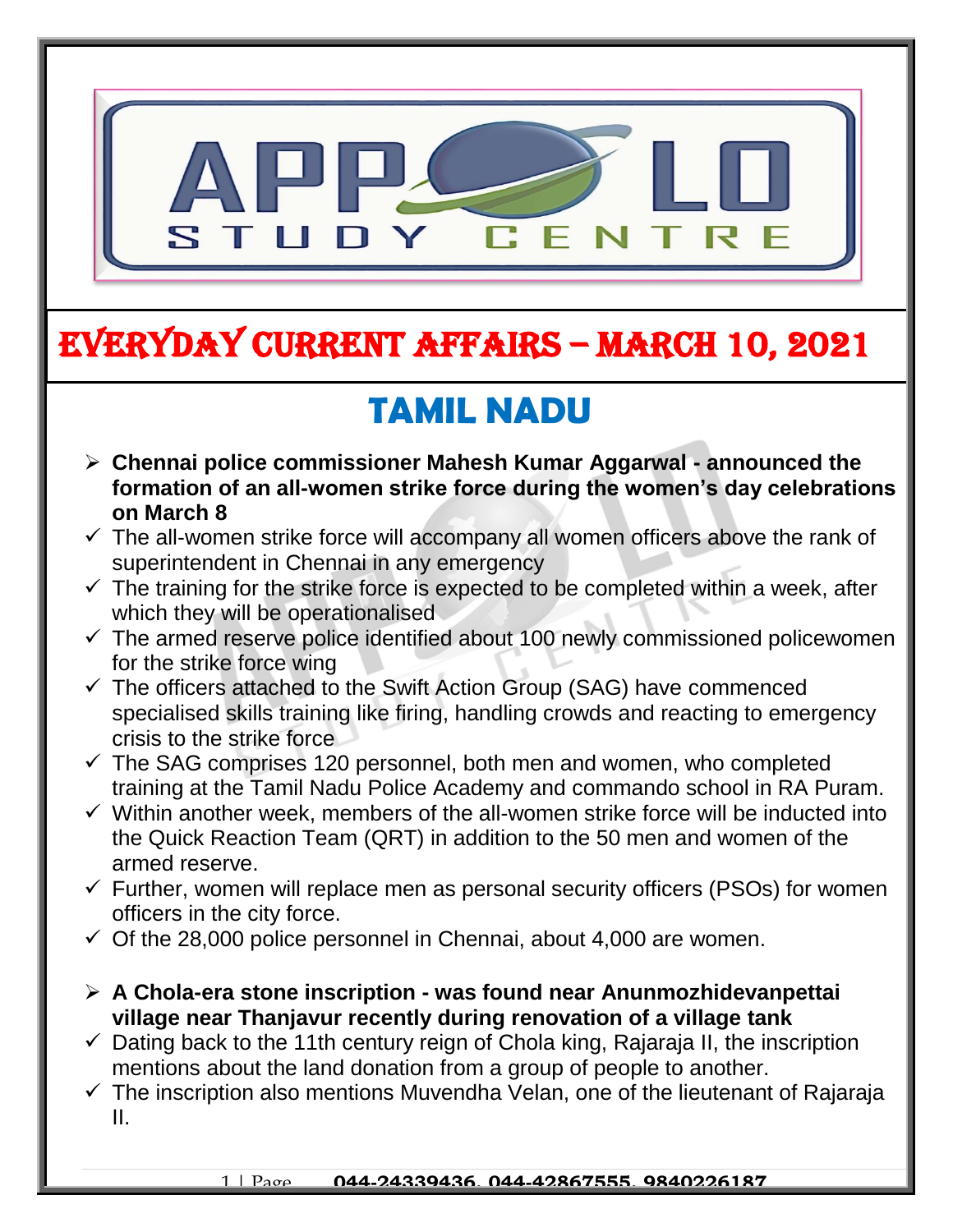# EVERYDAY CURRENT AFFAIRS – MARCH 10, 2021

## TAMIL NADU

- **Chennai police commissioner Mahesh Kumar Aggarwal - announced the formation of an all-women strike force during the women's day celebrations on March 8**
- ✓ The all-women strike force will accompany all women officers above the rank of superintendent in Chennai in any emergency
- ✓ The training for the strike force is expected to be completed within a week, after which they will be operationalised
- ✓ The armed reserve police identified about 100 newly commissioned policewomen for the strike force wing
- ✓ The officers attached to the Swift Action Group (SAG) have commenced specialised skills training like firing, handling crowds and reacting to emergency crisis to the strike force
- ✓ The SAG comprises 120 personnel, both men and women, who completed training at the Tamil Nadu Police Academy and commando school in RA Puram.
- ✓ Within another week, members of the all-women strike force will be inducted into the Quick Reaction Team (QRT) in addition to the 50 men and women of the armed reserve.
- ✓ Further, women will replace men as personal security officers (PSOs) for women officers in the city force.
- ✓ Of the 28,000 police personnel in Chennai, about 4,000 are women.

- **A Chola-era stone inscription - was found near Anunmozhidevanpettai village near Thanjavur recently during renovation of a village tank**
- ✓ Dating back to the 11th century reign of Chola king, Rajaraja II, the inscription mentions about the land donation from a group of people to another.
- ✓ The inscription also mentions Muvendha Velan, one of the lieutenant of Rajaraja II.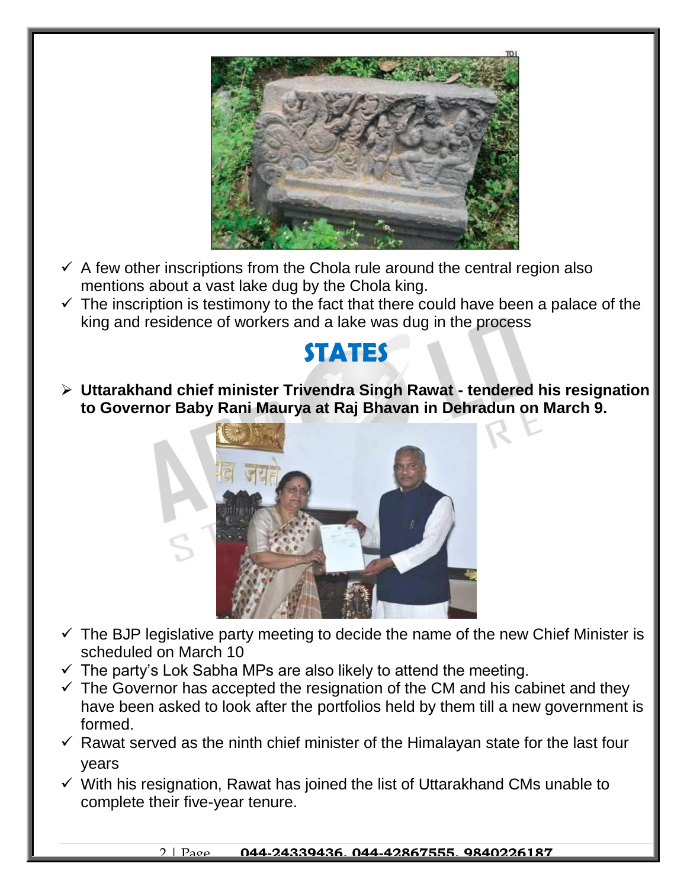- ✓ A few other inscriptions from the Chola rule around the central region also mentions about a vast lake dug by the Chola king.
- ✓ The inscription is testimony to the fact that there could have been a palace of the king and residence of workers and a lake was dug in the process

# STATES

- **Uttarakhand chief minister Trivendra Singh Rawat - tendered his resignation to Governor Baby Rani Maurya at Raj Bhavan in Dehradun on March 9.**

- ✓ The BJP legislative party meeting to decide the name of the new Chief Minister is scheduled on March 10
- ✓ The party's Lok Sabha MPs are also likely to attend the meeting.
- ✓ The Governor has accepted the resignation of the CM and his cabinet and they have been asked to look after the portfolios held by them till a new government is formed.
- ✓ Rawat served as the ninth chief minister of the Himalayan state for the last four years
- ✓ With his resignation, Rawat has joined the list of Uttarakhand CMs unable to complete their five-year tenure.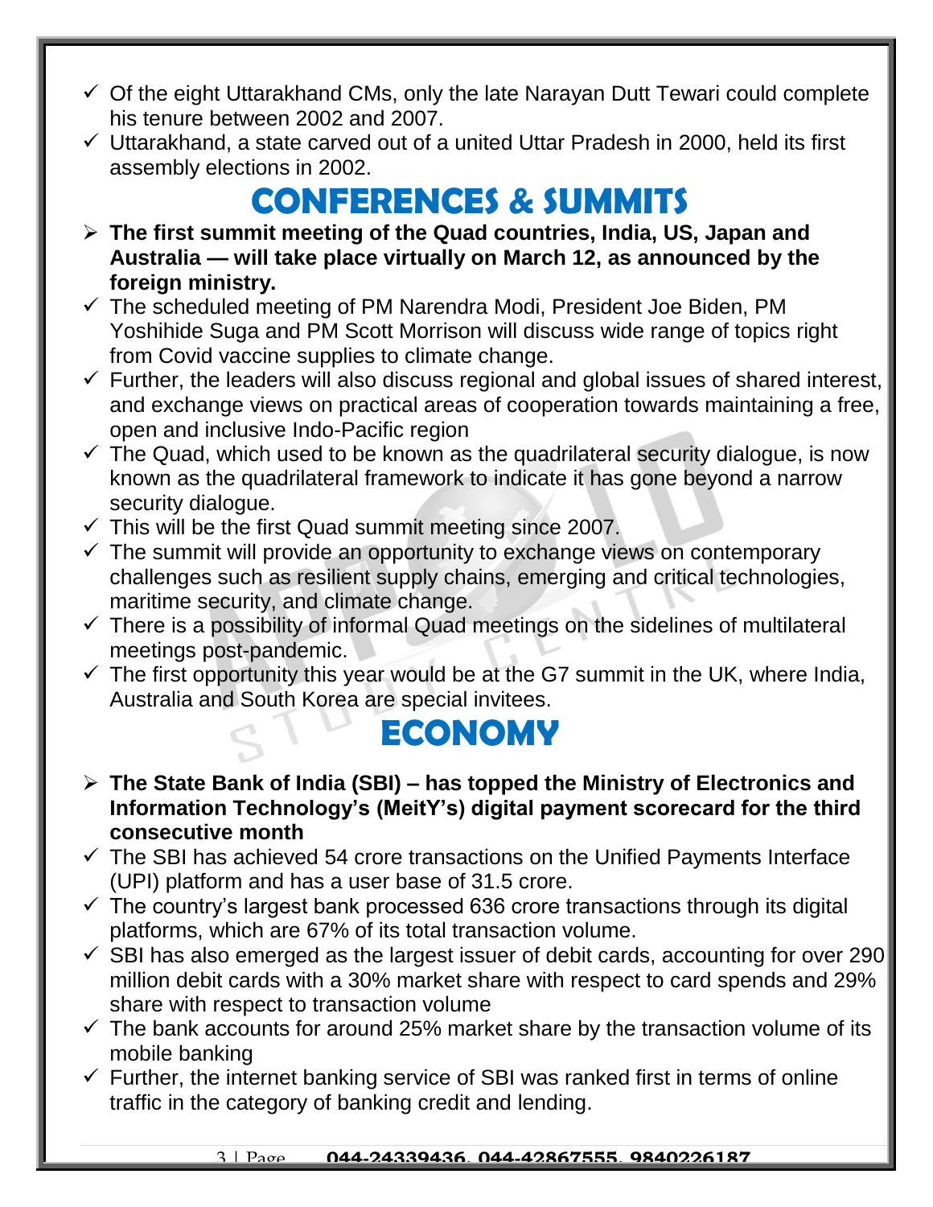- ✓ Of the eight Uttarakhand CMs, only the late Narayan Dutt Tewari could complete his tenure between 2002 and 2007.
- ✓ Uttarakhand, a state carved out of a united Uttar Pradesh in 2000, held its first assembly elections in 2002.

# CONFERENCES & SUMMITS

- ➢ **The first summit meeting of the Quad countries, India, US, Japan and Australia — will take place virtually on March 12, as announced by the foreign ministry.**
- ✓ The scheduled meeting of PM Narendra Modi, President Joe Biden, PM Yoshihide Suga and PM Scott Morrison will discuss wide range of topics right from Covid vaccine supplies to climate change.
- ✓ Further, the leaders will also discuss regional and global issues of shared interest, and exchange views on practical areas of cooperation towards maintaining a free, open and inclusive Indo-Pacific region
- ✓ The Quad, which used to be known as the quadrilateral security dialogue, is now known as the quadrilateral framework to indicate it has gone beyond a narrow security dialogue.
- ✓ This will be the first Quad summit meeting since 2007.
- ✓ The summit will provide an opportunity to exchange views on contemporary challenges such as resilient supply chains, emerging and critical technologies, maritime security, and climate change.
- ✓ There is a possibility of informal Quad meetings on the sidelines of multilateral meetings post-pandemic.
- ✓ The first opportunity this year would be at the G7 summit in the UK, where India, Australia and South Korea are special invitees.

# ECONOMY

- ➢ **The State Bank of India (SBI) – has topped the Ministry of Electronics and Information Technology's (MeitY's) digital payment scorecard for the third consecutive month**
- ✓ The SBI has achieved 54 crore transactions on the Unified Payments Interface (UPI) platform and has a user base of 31.5 crore.
- ✓ The country's largest bank processed 636 crore transactions through its digital platforms, which are 67% of its total transaction volume.
- ✓ SBI has also emerged as the largest issuer of debit cards, accounting for over 290 million debit cards with a 30% market share with respect to card spends and 29% share with respect to transaction volume
- ✓ The bank accounts for around 25% market share by the transaction volume of its mobile banking
- ✓ Further, the internet banking service of SBI was ranked first in terms of online traffic in the category of banking credit and lending.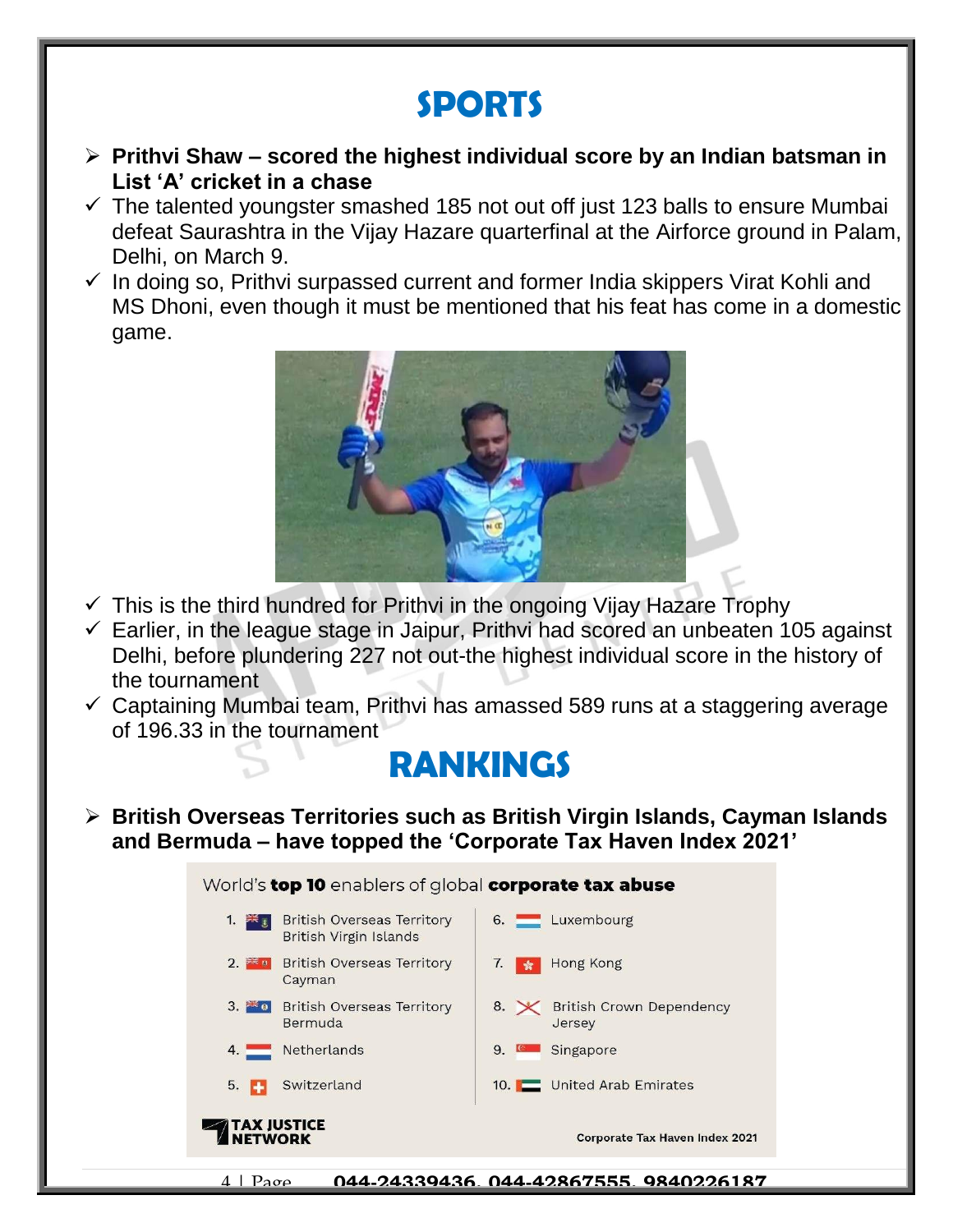# SPORTS

- **Prithvi Shaw – scored the highest individual score by an Indian batsman in List 'A' cricket in a chase**
  - The talented youngster smashed 185 not out off just 123 balls to ensure Mumbai defeat Saurashtra in the Vijay Hazare quarterfinal at the Airforce ground in Palam, Delhi, on March 9.
  - In doing so, Prithvi surpassed current and former India skippers Virat Kohli and MS Dhoni, even though it must be mentioned that his feat has come in a domestic game.
  - This is the third hundred for Prithvi in the ongoing Vijay Hazare Trophy
  - Earlier, in the league stage in Jaipur, Prithvi had scored an unbeaten 105 against Delhi, before plundering 227 not out-the highest individual score in the history of the tournament
  - Captaining Mumbai team, Prithvi has amassed 589 runs at a staggering average of 196.33 in the tournament

# RANKINGS

- **British Overseas Territories such as British Virgin Islands, Cayman Islands and Bermuda – have topped the 'Corporate Tax Haven Index 2021'**

World's **top 10** enablers of global **corporate tax abuse**

| Rank | Jurisdiction | Rank | Jurisdiction |
|---|---|---|---|
| 1. | British Overseas Territory British Virgin Islands | 6. | Luxembourg |
| 2. | British Overseas Territory Cayman | 7. | Hong Kong |
| 3. | British Overseas Territory Bermuda | 8. | British Crown Dependency Jersey |
| 4. | Netherlands | 9. | Singapore |
| 5. | Switzerland | 10. | United Arab Emirates |

TAX JUSTICE NETWORK

Corporate Tax Haven Index 2021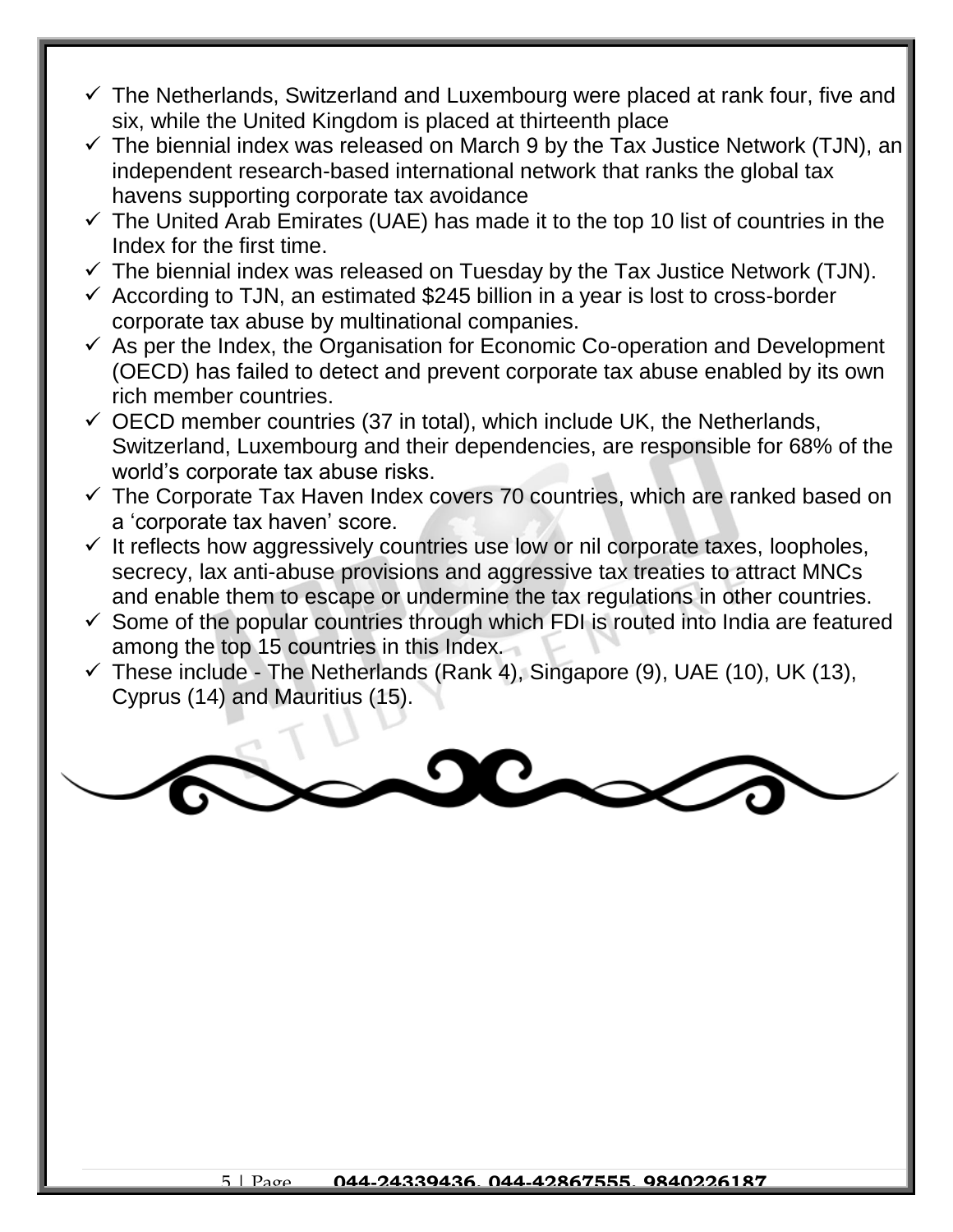- ✓ The Netherlands, Switzerland and Luxembourg were placed at rank four, five and six, while the United Kingdom is placed at thirteenth place
- ✓ The biennial index was released on March 9 by the Tax Justice Network (TJN), an independent research-based international network that ranks the global tax havens supporting corporate tax avoidance
- ✓ The United Arab Emirates (UAE) has made it to the top 10 list of countries in the Index for the first time.
- ✓ The biennial index was released on Tuesday by the Tax Justice Network (TJN).
- ✓ According to TJN, an estimated $245 billion in a year is lost to cross-border corporate tax abuse by multinational companies.
- ✓ As per the Index, the Organisation for Economic Co-operation and Development (OECD) has failed to detect and prevent corporate tax abuse enabled by its own rich member countries.
- ✓ OECD member countries (37 in total), which include UK, the Netherlands, Switzerland, Luxembourg and their dependencies, are responsible for 68% of the world's corporate tax abuse risks.
- ✓ The Corporate Tax Haven Index covers 70 countries, which are ranked based on a 'corporate tax haven' score.
- ✓ It reflects how aggressively countries use low or nil corporate taxes, loopholes, secrecy, lax anti-abuse provisions and aggressive tax treaties to attract MNCs and enable them to escape or undermine the tax regulations in other countries.
- ✓ Some of the popular countries through which FDI is routed into India are featured among the top 15 countries in this Index.
- ✓ These include - The Netherlands (Rank 4), Singapore (9), UAE (10), UK (13), Cyprus (14) and Mauritius (15).